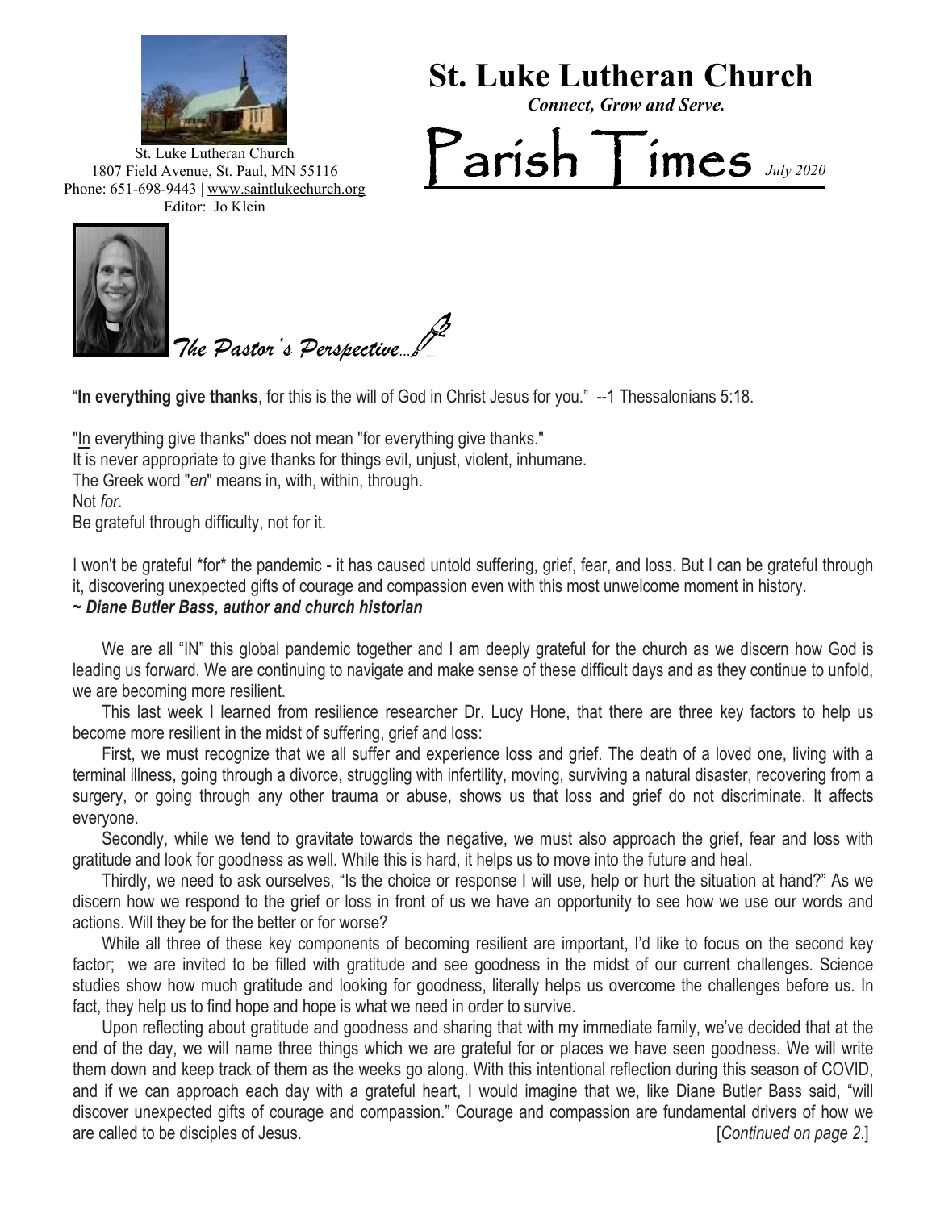St. Luke Lutheran Church
1807 Field Avenue, St. Paul, MN 55116
Phone: 651-698-9443 | www.saintlukechurch.org
Editor: Jo Klein

# St. Luke Lutheran Church

***Connect, Grow and Serve.***

# Parish Times *July 2020*

## *The Pastor's Perspective…*

"**In everything give thanks**, for this is the will of God in Christ Jesus for you." --1 Thessalonians 5:18.

"In everything give thanks" does not mean "for everything give thanks."
It is never appropriate to give thanks for things evil, unjust, violent, inhumane.
The Greek word "*en*" means in, with, within, through.
Not *for*.
Be grateful through difficulty, not for it.

I won't be grateful *for* the pandemic - it has caused untold suffering, grief, fear, and loss. But I can be grateful through it, discovering unexpected gifts of courage and compassion even with this most unwelcome moment in history.
***~ Diane Butler Bass, author and church historian***

We are all "IN" this global pandemic together and I am deeply grateful for the church as we discern how God is leading us forward. We are continuing to navigate and make sense of these difficult days and as they continue to unfold, we are becoming more resilient.

This last week I learned from resilience researcher Dr. Lucy Hone, that there are three key factors to help us become more resilient in the midst of suffering, grief and loss:

First, we must recognize that we all suffer and experience loss and grief. The death of a loved one, living with a terminal illness, going through a divorce, struggling with infertility, moving, surviving a natural disaster, recovering from a surgery, or going through any other trauma or abuse, shows us that loss and grief do not discriminate. It affects everyone.

Secondly, while we tend to gravitate towards the negative, we must also approach the grief, fear and loss with gratitude and look for goodness as well. While this is hard, it helps us to move into the future and heal.

Thirdly, we need to ask ourselves, "Is the choice or response I will use, help or hurt the situation at hand?" As we discern how we respond to the grief or loss in front of us we have an opportunity to see how we use our words and actions. Will they be for the better or for worse?

While all three of these key components of becoming resilient are important, I'd like to focus on the second key factor; we are invited to be filled with gratitude and see goodness in the midst of our current challenges. Science studies show how much gratitude and looking for goodness, literally helps us overcome the challenges before us. In fact, they help us to find hope and hope is what we need in order to survive.

Upon reflecting about gratitude and goodness and sharing that with my immediate family, we've decided that at the end of the day, we will name three things which we are grateful for or places we have seen goodness. We will write them down and keep track of them as the weeks go along. With this intentional reflection during this season of COVID, and if we can approach each day with a grateful heart, I would imagine that we, like Diane Butler Bass said, "will discover unexpected gifts of courage and compassion." Courage and compassion are fundamental drivers of how we are called to be disciples of Jesus. [*Continued on page 2*.]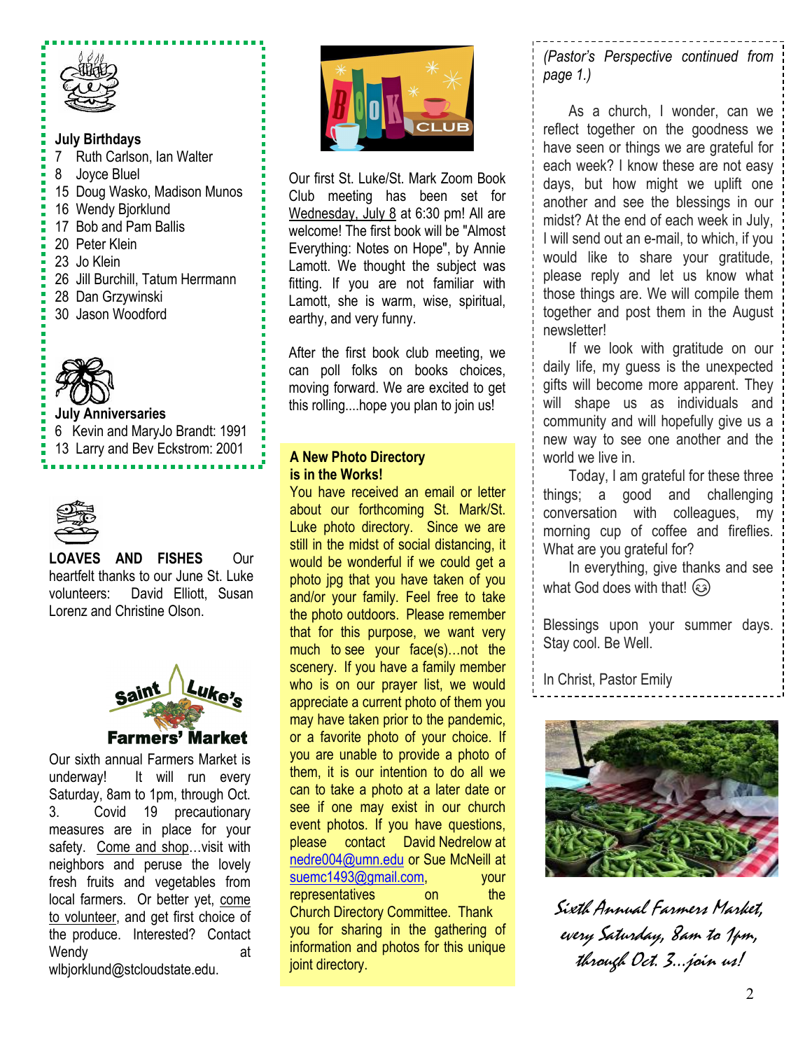## July Birthdays

7 Ruth Carlson, Ian Walter
8 Joyce Bluel
15 Doug Wasko, Madison Munos
16 Wendy Bjorklund
17 Bob and Pam Ballis
20 Peter Klein
23 Jo Klein
26 Jill Burchill, Tatum Herrmann
28 Dan Grzywinski
30 Jason Woodford

## July Anniversaries

6 Kevin and MaryJo Brandt: 1991
13 Larry and Bev Eckstrom: 2001

**LOAVES AND FISHES** Our heartfelt thanks to our June St. Luke volunteers: David Elliott, Susan Lorenz and Christine Olson.

## Saint Luke's Farmers' Market

Our sixth annual Farmers Market is underway! It will run every Saturday, 8am to 1pm, through Oct. 3. Covid 19 precautionary measures are in place for your safety. Come and shop...visit with neighbors and peruse the lovely fresh fruits and vegetables from local farmers. Or better yet, come to volunteer, and get first choice of the produce. Interested? Contact Wendy at wlbjorklund@stcloudstate.edu.

## Book Club

Our first St. Luke/St. Mark Zoom Book Club meeting has been set for Wednesday, July 8 at 6:30 pm! All are welcome! The first book will be "Almost Everything: Notes on Hope", by Annie Lamott. We thought the subject was fitting. If you are not familiar with Lamott, she is warm, wise, spiritual, earthy, and very funny.

After the first book club meeting, we can poll folks on books choices, moving forward. We are excited to get this rolling....hope you plan to join us!

## A New Photo Directory is in the Works!

You have received an email or letter about our forthcoming St. Mark/St. Luke photo directory. Since we are still in the midst of social distancing, it would be wonderful if we could get a photo jpg that you have taken of you and/or your family. Feel free to take the photo outdoors. Please remember that for this purpose, we want very much to see your face(s)...not the scenery. If you have a family member who is on our prayer list, we would appreciate a current photo of them you may have taken prior to the pandemic, or a favorite photo of your choice. If you are unable to provide a photo of them, it is our intention to do all we can to take a photo at a later date or see if one may exist in our church event photos. If you have questions, please contact David Nedrelow at nedre004@umn.edu or Sue McNeill at suemc1493@gmail.com, your representatives on the Church Directory Committee. Thank you for sharing in the gathering of information and photos for this unique joint directory.

*(Pastor's Perspective continued from page 1.)*

As a church, I wonder, can we reflect together on the goodness we have seen or things we are grateful for each week? I know these are not easy days, but how might we uplift one another and see the blessings in our midst? At the end of each week in July, I will send out an e-mail, to which, if you would like to share your gratitude, please reply and let us know what those things are. We will compile them together and post them in the August newsletter!

If we look with gratitude on our daily life, my guess is the unexpected gifts will become more apparent. They will shape us as individuals and community and will hopefully give us a new way to see one another and the world we live in.

Today, I am grateful for these three things; a good and challenging conversation with colleagues, my morning cup of coffee and fireflies. What are you grateful for?

In everything, give thanks and see what God does with that! ☺

Blessings upon your summer days. Stay cool. Be Well.

In Christ, Pastor Emily

*Sixth Annual Farmers Market, every Saturday, 8am to 1pm, through Oct. 3...join us!*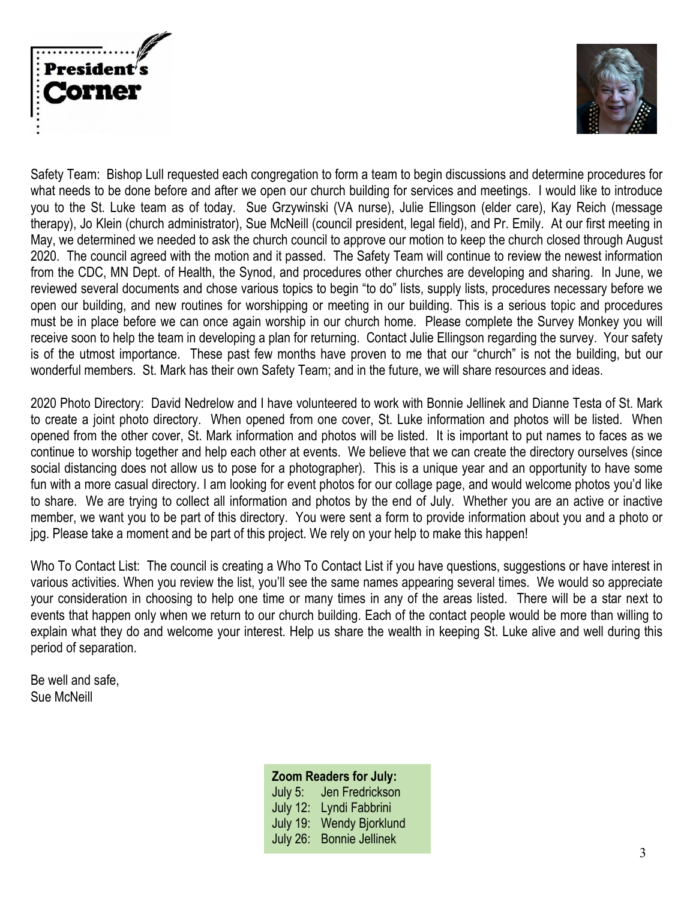# President's Corner

Safety Team: Bishop Lull requested each congregation to form a team to begin discussions and determine procedures for what needs to be done before and after we open our church building for services and meetings. I would like to introduce you to the St. Luke team as of today. Sue Grzywinski (VA nurse), Julie Ellingson (elder care), Kay Reich (message therapy), Jo Klein (church administrator), Sue McNeill (council president, legal field), and Pr. Emily. At our first meeting in May, we determined we needed to ask the church council to approve our motion to keep the church closed through August 2020. The council agreed with the motion and it passed. The Safety Team will continue to review the newest information from the CDC, MN Dept. of Health, the Synod, and procedures other churches are developing and sharing. In June, we reviewed several documents and chose various topics to begin "to do" lists, supply lists, procedures necessary before we open our building, and new routines for worshipping or meeting in our building. This is a serious topic and procedures must be in place before we can once again worship in our church home. Please complete the Survey Monkey you will receive soon to help the team in developing a plan for returning. Contact Julie Ellingson regarding the survey. Your safety is of the utmost importance. These past few months have proven to me that our "church" is not the building, but our wonderful members. St. Mark has their own Safety Team; and in the future, we will share resources and ideas.

2020 Photo Directory: David Nedrelow and I have volunteered to work with Bonnie Jellinek and Dianne Testa of St. Mark to create a joint photo directory. When opened from one cover, St. Luke information and photos will be listed. When opened from the other cover, St. Mark information and photos will be listed. It is important to put names to faces as we continue to worship together and help each other at events. We believe that we can create the directory ourselves (since social distancing does not allow us to pose for a photographer). This is a unique year and an opportunity to have some fun with a more casual directory. I am looking for event photos for our collage page, and would welcome photos you'd like to share. We are trying to collect all information and photos by the end of July. Whether you are an active or inactive member, we want you to be part of this directory. You were sent a form to provide information about you and a photo or jpg. Please take a moment and be part of this project. We rely on your help to make this happen!

Who To Contact List: The council is creating a Who To Contact List if you have questions, suggestions or have interest in various activities. When you review the list, you'll see the same names appearing several times. We would so appreciate your consideration in choosing to help one time or many times in any of the areas listed. There will be a star next to events that happen only when we return to our church building. Each of the contact people would be more than willing to explain what they do and welcome your interest. Help us share the wealth in keeping St. Luke alive and well during this period of separation.

Be well and safe,
Sue McNeill

**Zoom Readers for July:**
July 5: Jen Fredrickson
July 12: Lyndi Fabbrini
July 19: Wendy Bjorklund
July 26: Bonnie Jellinek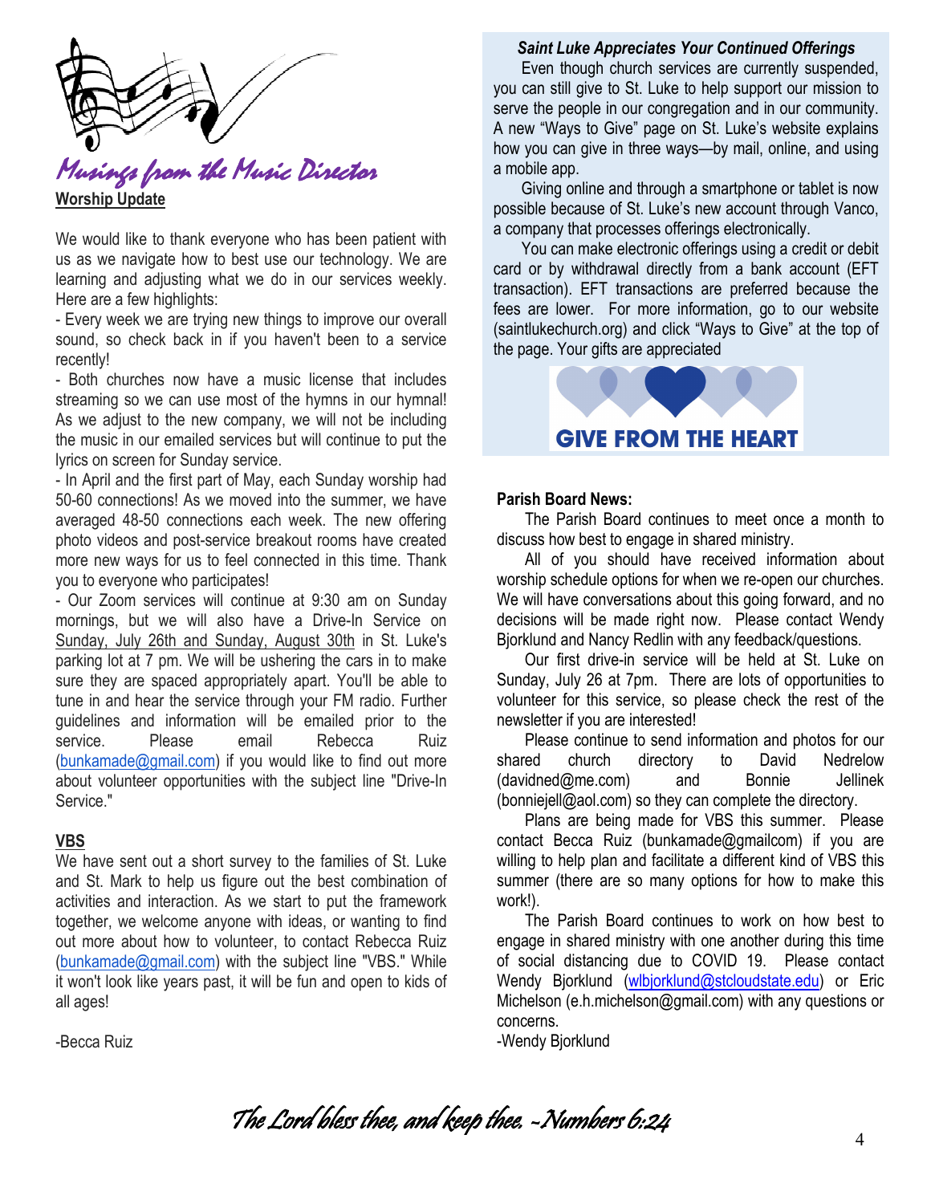## Musings from the Music Director

**Worship Update**

We would like to thank everyone who has been patient with us as we navigate how to best use our technology. We are learning and adjusting what we do in our services weekly. Here are a few highlights:

- Every week we are trying new things to improve our overall sound, so check back in if you haven't been to a service recently!
- Both churches now have a music license that includes streaming so we can use most of the hymns in our hymnal! As we adjust to the new company, we will not be including the music in our emailed services but will continue to put the lyrics on screen for Sunday service.
- In April and the first part of May, each Sunday worship had 50-60 connections! As we moved into the summer, we have averaged 48-50 connections each week. The new offering photo videos and post-service breakout rooms have created more new ways for us to feel connected in this time. Thank you to everyone who participates!
- Our Zoom services will continue at 9:30 am on Sunday mornings, but we will also have a Drive-In Service on Sunday, July 26th and Sunday, August 30th in St. Luke's parking lot at 7 pm. We will be ushering the cars in to make sure they are spaced appropriately apart. You'll be able to tune in and hear the service through your FM radio. Further guidelines and information will be emailed prior to the service. Please email Rebecca Ruiz (bunkamade@gmail.com) if you would like to find out more about volunteer opportunities with the subject line "Drive-In Service."

**VBS**

We have sent out a short survey to the families of St. Luke and St. Mark to help us figure out the best combination of activities and interaction. As we start to put the framework together, we welcome anyone with ideas, or wanting to find out more about how to volunteer, to contact Rebecca Ruiz (bunkamade@gmail.com) with the subject line "VBS." While it won't look like years past, it will be fun and open to kids of all ages!

-Becca Ruiz

***Saint Luke Appreciates Your Continued Offerings***

Even though church services are currently suspended, you can still give to St. Luke to help support our mission to serve the people in our congregation and in our community. A new "Ways to Give" page on St. Luke's website explains how you can give in three ways—by mail, online, and using a mobile app.

Giving online and through a smartphone or tablet is now possible because of St. Luke's new account through Vanco, a company that processes offerings electronically.

You can make electronic offerings using a credit or debit card or by withdrawal directly from a bank account (EFT transaction). EFT transactions are preferred because the fees are lower. For more information, go to our website (saintlukechurch.org) and click "Ways to Give" at the top of the page. Your gifts are appreciated

GIVE FROM THE HEART

**Parish Board News:**

The Parish Board continues to meet once a month to discuss how best to engage in shared ministry.

All of you should have received information about worship schedule options for when we re-open our churches. We will have conversations about this going forward, and no decisions will be made right now. Please contact Wendy Bjorklund and Nancy Redlin with any feedback/questions.

Our first drive-in service will be held at St. Luke on Sunday, July 26 at 7pm. There are lots of opportunities to volunteer for this service, so please check the rest of the newsletter if you are interested!

Please continue to send information and photos for our shared church directory to David Nedrelow (davidned@me.com) and Bonnie Jellinek (bonniejell@aol.com) so they can complete the directory.

Plans are being made for VBS this summer. Please contact Becca Ruiz (bunkamade@gmailcom) if you are willing to help plan and facilitate a different kind of VBS this summer (there are so many options for how to make this work!).

The Parish Board continues to work on how best to engage in shared ministry with one another during this time of social distancing due to COVID 19. Please contact Wendy Bjorklund (wlbjorklund@stcloudstate.edu) or Eric Michelson (e.h.michelson@gmail.com) with any questions or concerns.

-Wendy Bjorklund

*The Lord bless thee, and keep thee. ~Numbers 6:24*